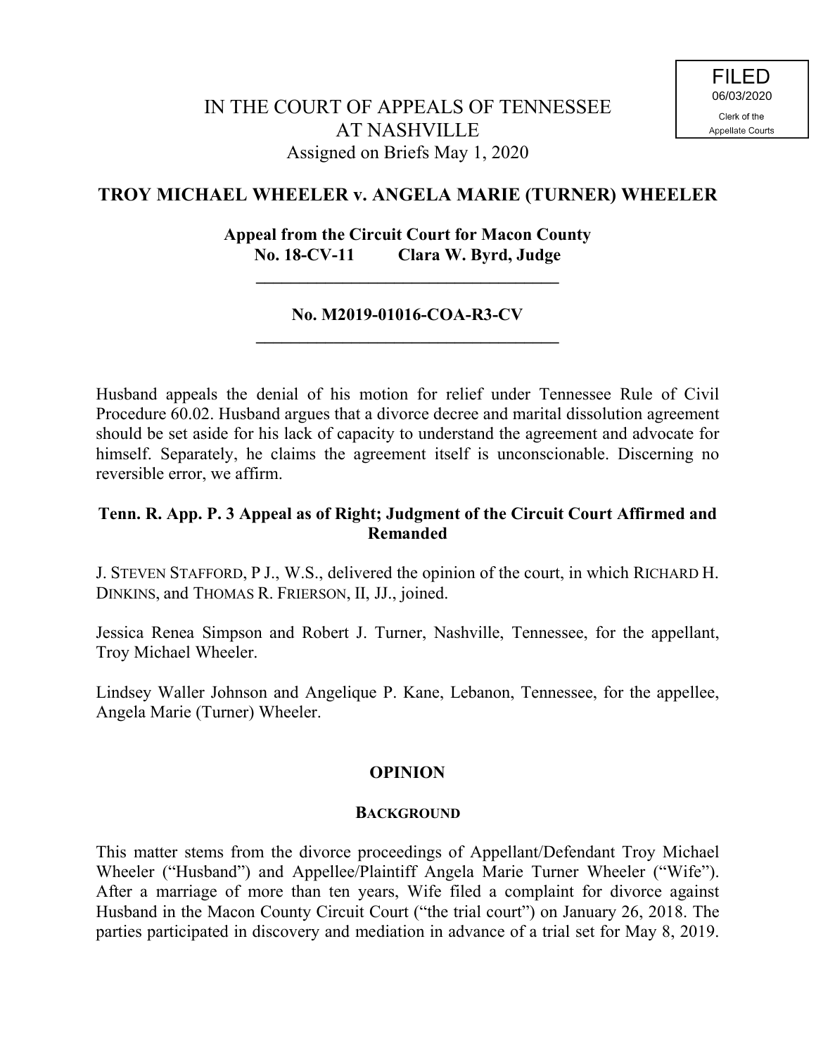FILED
06/03/2020
Clerk of the
Appellate Courts

# IN THE COURT OF APPEALS OF TENNESSEE
# AT NASHVILLE

Assigned on Briefs May 1, 2020

## TROY MICHAEL WHEELER v. ANGELA MARIE (TURNER) WHEELER

**Appeal from the Circuit Court for Macon County**
**No. 18-CV-11 Clara W. Byrd, Judge**

---

**No. M2019-01016-COA-R3-CV**

---

Husband appeals the denial of his motion for relief under Tennessee Rule of Civil Procedure 60.02. Husband argues that a divorce decree and marital dissolution agreement should be set aside for his lack of capacity to understand the agreement and advocate for himself. Separately, he claims the agreement itself is unconscionable. Discerning no reversible error, we affirm.

**Tenn. R. App. P. 3 Appeal as of Right; Judgment of the Circuit Court Affirmed and Remanded**

J. STEVEN STAFFORD, P J., W.S., delivered the opinion of the court, in which RICHARD H. DINKINS, and THOMAS R. FRIERSON, II, JJ., joined.

Jessica Renea Simpson and Robert J. Turner, Nashville, Tennessee, for the appellant, Troy Michael Wheeler.

Lindsey Waller Johnson and Angelique P. Kane, Lebanon, Tennessee, for the appellee, Angela Marie (Turner) Wheeler.

## OPINION

### BACKGROUND

This matter stems from the divorce proceedings of Appellant/Defendant Troy Michael Wheeler ("Husband") and Appellee/Plaintiff Angela Marie Turner Wheeler ("Wife"). After a marriage of more than ten years, Wife filed a complaint for divorce against Husband in the Macon County Circuit Court ("the trial court") on January 26, 2018. The parties participated in discovery and mediation in advance of a trial set for May 8, 2019.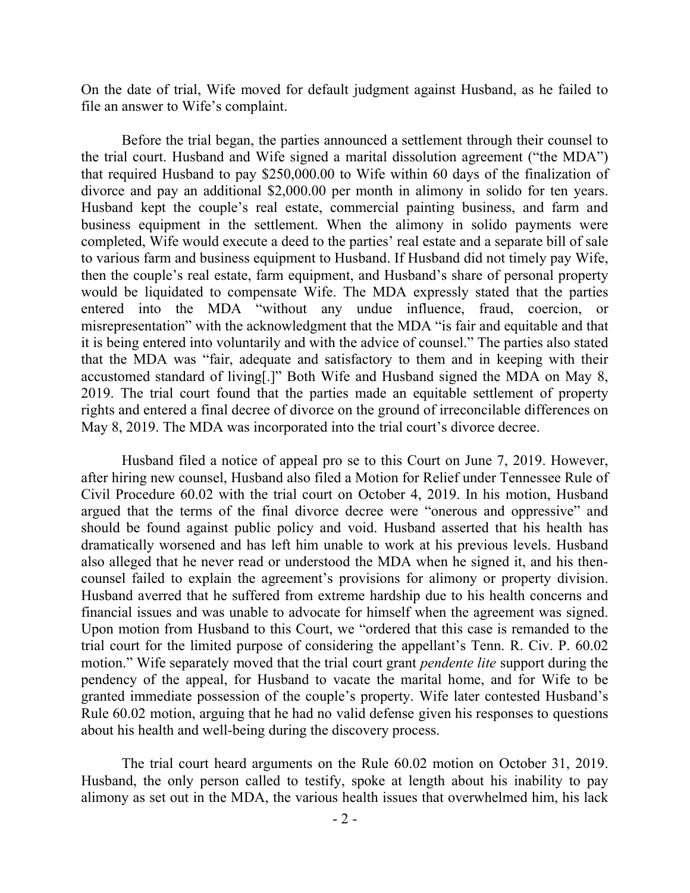On the date of trial, Wife moved for default judgment against Husband, as he failed to file an answer to Wife's complaint.

Before the trial began, the parties announced a settlement through their counsel to the trial court. Husband and Wife signed a marital dissolution agreement ("the MDA") that required Husband to pay $250,000.00 to Wife within 60 days of the finalization of divorce and pay an additional $2,000.00 per month in alimony in solido for ten years. Husband kept the couple's real estate, commercial painting business, and farm and business equipment in the settlement. When the alimony in solido payments were completed, Wife would execute a deed to the parties' real estate and a separate bill of sale to various farm and business equipment to Husband. If Husband did not timely pay Wife, then the couple's real estate, farm equipment, and Husband's share of personal property would be liquidated to compensate Wife. The MDA expressly stated that the parties entered into the MDA "without any undue influence, fraud, coercion, or misrepresentation" with the acknowledgment that the MDA "is fair and equitable and that it is being entered into voluntarily and with the advice of counsel." The parties also stated that the MDA was "fair, adequate and satisfactory to them and in keeping with their accustomed standard of living[.]" Both Wife and Husband signed the MDA on May 8, 2019. The trial court found that the parties made an equitable settlement of property rights and entered a final decree of divorce on the ground of irreconcilable differences on May 8, 2019. The MDA was incorporated into the trial court's divorce decree.

Husband filed a notice of appeal pro se to this Court on June 7, 2019. However, after hiring new counsel, Husband also filed a Motion for Relief under Tennessee Rule of Civil Procedure 60.02 with the trial court on October 4, 2019. In his motion, Husband argued that the terms of the final divorce decree were "onerous and oppressive" and should be found against public policy and void. Husband asserted that his health has dramatically worsened and has left him unable to work at his previous levels. Husband also alleged that he never read or understood the MDA when he signed it, and his then-counsel failed to explain the agreement's provisions for alimony or property division. Husband averred that he suffered from extreme hardship due to his health concerns and financial issues and was unable to advocate for himself when the agreement was signed. Upon motion from Husband to this Court, we "ordered that this case is remanded to the trial court for the limited purpose of considering the appellant's Tenn. R. Civ. P. 60.02 motion." Wife separately moved that the trial court grant *pendente lite* support during the pendency of the appeal, for Husband to vacate the marital home, and for Wife to be granted immediate possession of the couple's property. Wife later contested Husband's Rule 60.02 motion, arguing that he had no valid defense given his responses to questions about his health and well-being during the discovery process.

The trial court heard arguments on the Rule 60.02 motion on October 31, 2019. Husband, the only person called to testify, spoke at length about his inability to pay alimony as set out in the MDA, the various health issues that overwhelmed him, his lack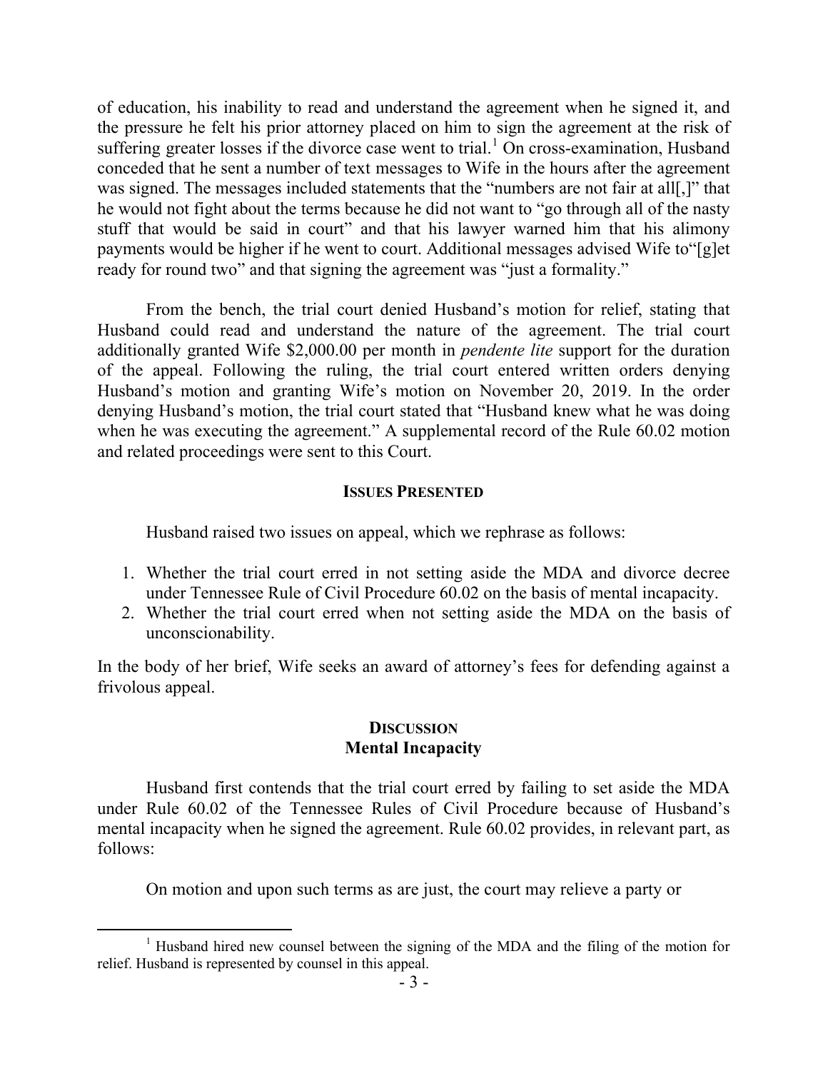of education, his inability to read and understand the agreement when he signed it, and the pressure he felt his prior attorney placed on him to sign the agreement at the risk of suffering greater losses if the divorce case went to trial.[1] On cross-examination, Husband conceded that he sent a number of text messages to Wife in the hours after the agreement was signed. The messages included statements that the "numbers are not fair at all[,]" that he would not fight about the terms because he did not want to "go through all of the nasty stuff that would be said in court" and that his lawyer warned him that his alimony payments would be higher if he went to court. Additional messages advised Wife to"[g]et ready for round two" and that signing the agreement was "just a formality."

From the bench, the trial court denied Husband's motion for relief, stating that Husband could read and understand the nature of the agreement. The trial court additionally granted Wife $2,000.00 per month in *pendente lite* support for the duration of the appeal. Following the ruling, the trial court entered written orders denying Husband's motion and granting Wife's motion on November 20, 2019. In the order denying Husband's motion, the trial court stated that "Husband knew what he was doing when he was executing the agreement." A supplemental record of the Rule 60.02 motion and related proceedings were sent to this Court.

## ISSUES PRESENTED

Husband raised two issues on appeal, which we rephrase as follows:

1. Whether the trial court erred in not setting aside the MDA and divorce decree under Tennessee Rule of Civil Procedure 60.02 on the basis of mental incapacity.
2. Whether the trial court erred when not setting aside the MDA on the basis of unconscionability.

In the body of her brief, Wife seeks an award of attorney's fees for defending against a frivolous appeal.

## DISCUSSION

### Mental Incapacity

Husband first contends that the trial court erred by failing to set aside the MDA under Rule 60.02 of the Tennessee Rules of Civil Procedure because of Husband's mental incapacity when he signed the agreement. Rule 60.02 provides, in relevant part, as follows:

On motion and upon such terms as are just, the court may relieve a party or

---

[1] Husband hired new counsel between the signing of the MDA and the filing of the motion for relief. Husband is represented by counsel in this appeal.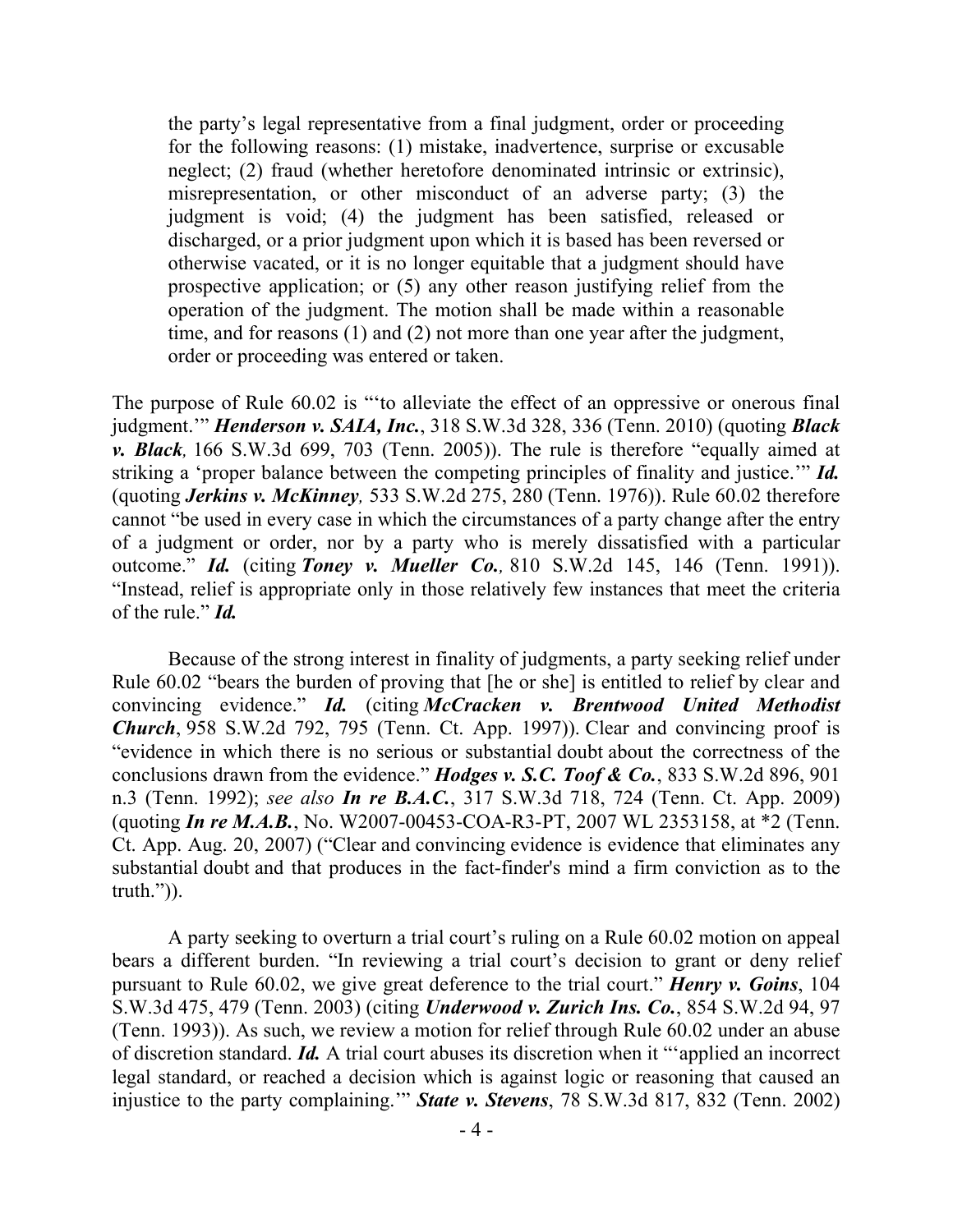> the party's legal representative from a final judgment, order or proceeding for the following reasons: (1) mistake, inadvertence, surprise or excusable neglect; (2) fraud (whether heretofore denominated intrinsic or extrinsic), misrepresentation, or other misconduct of an adverse party; (3) the judgment is void; (4) the judgment has been satisfied, released or discharged, or a prior judgment upon which it is based has been reversed or otherwise vacated, or it is no longer equitable that a judgment should have prospective application; or (5) any other reason justifying relief from the operation of the judgment. The motion shall be made within a reasonable time, and for reasons (1) and (2) not more than one year after the judgment, order or proceeding was entered or taken.

The purpose of Rule 60.02 is "'to alleviate the effect of an oppressive or onerous final judgment.'" ***Henderson v. SAIA, Inc.***, 318 S.W.3d 328, 336 (Tenn. 2010) (quoting ***Black v. Black,*** 166 S.W.3d 699, 703 (Tenn. 2005)). The rule is therefore "equally aimed at striking a 'proper balance between the competing principles of finality and justice.'" ***Id.*** (quoting ***Jerkins v. McKinney,*** 533 S.W.2d 275, 280 (Tenn. 1976)). Rule 60.02 therefore cannot "be used in every case in which the circumstances of a party change after the entry of a judgment or order, nor by a party who is merely dissatisfied with a particular outcome." ***Id.*** (citing ***Toney v. Mueller Co.,*** 810 S.W.2d 145, 146 (Tenn. 1991)). "Instead, relief is appropriate only in those relatively few instances that meet the criteria of the rule." ***Id.***

Because of the strong interest in finality of judgments, a party seeking relief under Rule 60.02 "bears the burden of proving that [he or she] is entitled to relief by clear and convincing evidence." ***Id.*** (citing ***McCracken v. Brentwood United Methodist Church***, 958 S.W.2d 792, 795 (Tenn. Ct. App. 1997)). Clear and convincing proof is "evidence in which there is no serious or substantial doubt about the correctness of the conclusions drawn from the evidence." ***Hodges v. S.C. Toof & Co.***, 833 S.W.2d 896, 901 n.3 (Tenn. 1992); *see also* ***In re B.A.C.***, 317 S.W.3d 718, 724 (Tenn. Ct. App. 2009) (quoting ***In re M.A.B.***, No. W2007-00453-COA-R3-PT, 2007 WL 2353158, at *2 (Tenn. Ct. App. Aug. 20, 2007) ("Clear and convincing evidence is evidence that eliminates any substantial doubt and that produces in the fact-finder's mind a firm conviction as to the truth.")).

A party seeking to overturn a trial court's ruling on a Rule 60.02 motion on appeal bears a different burden. "In reviewing a trial court's decision to grant or deny relief pursuant to Rule 60.02, we give great deference to the trial court." ***Henry v. Goins***, 104 S.W.3d 475, 479 (Tenn. 2003) (citing ***Underwood v. Zurich Ins. Co.***, 854 S.W.2d 94, 97 (Tenn. 1993)). As such, we review a motion for relief through Rule 60.02 under an abuse of discretion standard. ***Id.*** A trial court abuses its discretion when it "'applied an incorrect legal standard, or reached a decision which is against logic or reasoning that caused an injustice to the party complaining.'" ***State v. Stevens***, 78 S.W.3d 817, 832 (Tenn. 2002)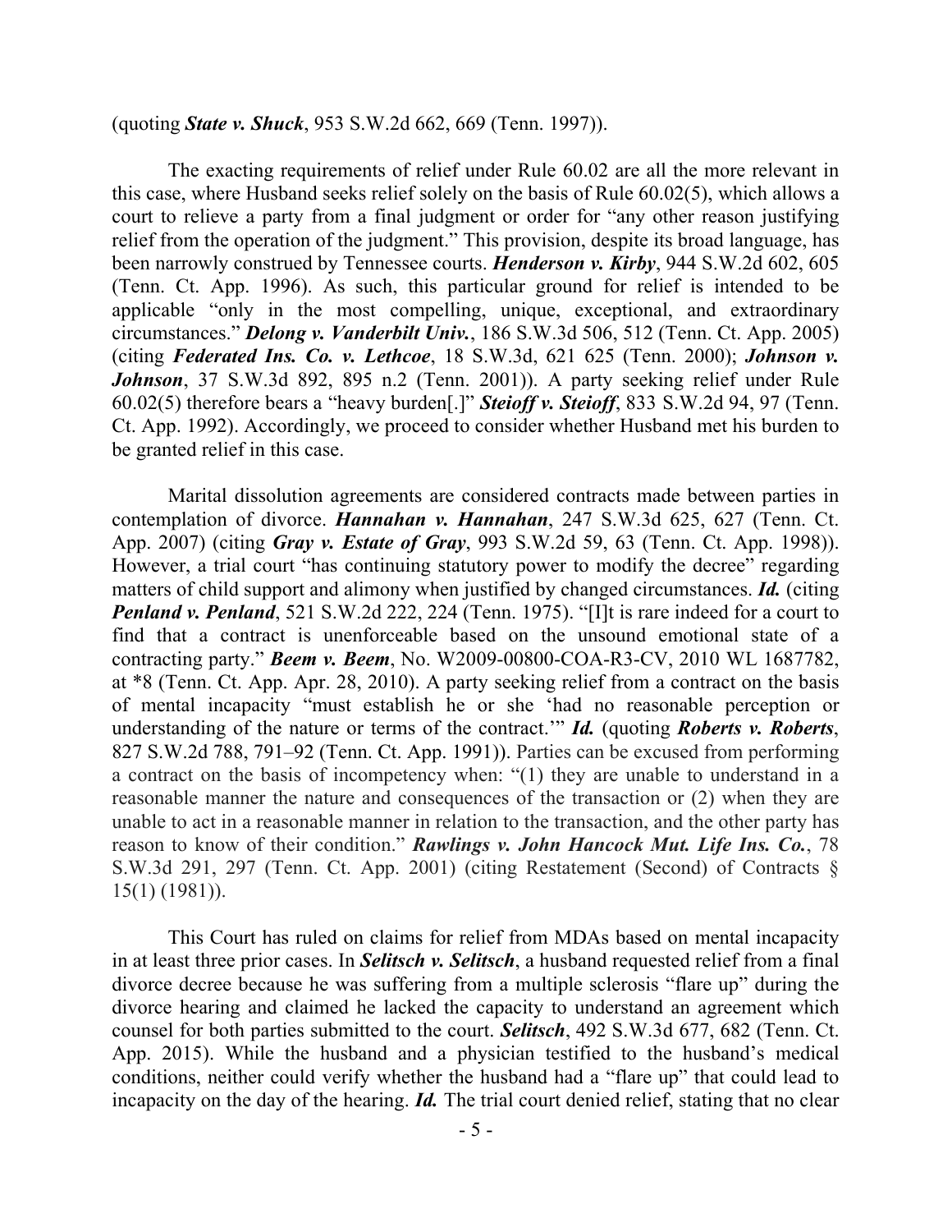(quoting ***State v. Shuck***, 953 S.W.2d 662, 669 (Tenn. 1997)).

The exacting requirements of relief under Rule 60.02 are all the more relevant in this case, where Husband seeks relief solely on the basis of Rule 60.02(5), which allows a court to relieve a party from a final judgment or order for "any other reason justifying relief from the operation of the judgment." This provision, despite its broad language, has been narrowly construed by Tennessee courts. ***Henderson v. Kirby***, 944 S.W.2d 602, 605 (Tenn. Ct. App. 1996). As such, this particular ground for relief is intended to be applicable "only in the most compelling, unique, exceptional, and extraordinary circumstances." ***Delong v. Vanderbilt Univ.***, 186 S.W.3d 506, 512 (Tenn. Ct. App. 2005) (citing ***Federated Ins. Co. v. Lethcoe***, 18 S.W.3d, 621 625 (Tenn. 2000); ***Johnson v. Johnson***, 37 S.W.3d 892, 895 n.2 (Tenn. 2001)). A party seeking relief under Rule 60.02(5) therefore bears a "heavy burden[.]" ***Steioff v. Steioff***, 833 S.W.2d 94, 97 (Tenn. Ct. App. 1992). Accordingly, we proceed to consider whether Husband met his burden to be granted relief in this case.

Marital dissolution agreements are considered contracts made between parties in contemplation of divorce. ***Hannahan v. Hannahan***, 247 S.W.3d 625, 627 (Tenn. Ct. App. 2007) (citing ***Gray v. Estate of Gray***, 993 S.W.2d 59, 63 (Tenn. Ct. App. 1998)). However, a trial court "has continuing statutory power to modify the decree" regarding matters of child support and alimony when justified by changed circumstances. ***Id.*** (citing ***Penland v. Penland***, 521 S.W.2d 222, 224 (Tenn. 1975). "[I]t is rare indeed for a court to find that a contract is unenforceable based on the unsound emotional state of a contracting party." ***Beem v. Beem***, No. W2009-00800-COA-R3-CV, 2010 WL 1687782, at *8 (Tenn. Ct. App. Apr. 28, 2010). A party seeking relief from a contract on the basis of mental incapacity "must establish he or she 'had no reasonable perception or understanding of the nature or terms of the contract.'" ***Id.*** (quoting ***Roberts v. Roberts***, 827 S.W.2d 788, 791–92 (Tenn. Ct. App. 1991)). Parties can be excused from performing a contract on the basis of incompetency when: "(1) they are unable to understand in a reasonable manner the nature and consequences of the transaction or (2) when they are unable to act in a reasonable manner in relation to the transaction, and the other party has reason to know of their condition." ***Rawlings v. John Hancock Mut. Life Ins. Co.***, 78 S.W.3d 291, 297 (Tenn. Ct. App. 2001) (citing Restatement (Second) of Contracts § 15(1) (1981)).

This Court has ruled on claims for relief from MDAs based on mental incapacity in at least three prior cases. In ***Selitsch v. Selitsch***, a husband requested relief from a final divorce decree because he was suffering from a multiple sclerosis "flare up" during the divorce hearing and claimed he lacked the capacity to understand an agreement which counsel for both parties submitted to the court. ***Selitsch***, 492 S.W.3d 677, 682 (Tenn. Ct. App. 2015). While the husband and a physician testified to the husband's medical conditions, neither could verify whether the husband had a "flare up" that could lead to incapacity on the day of the hearing. ***Id.*** The trial court denied relief, stating that no clear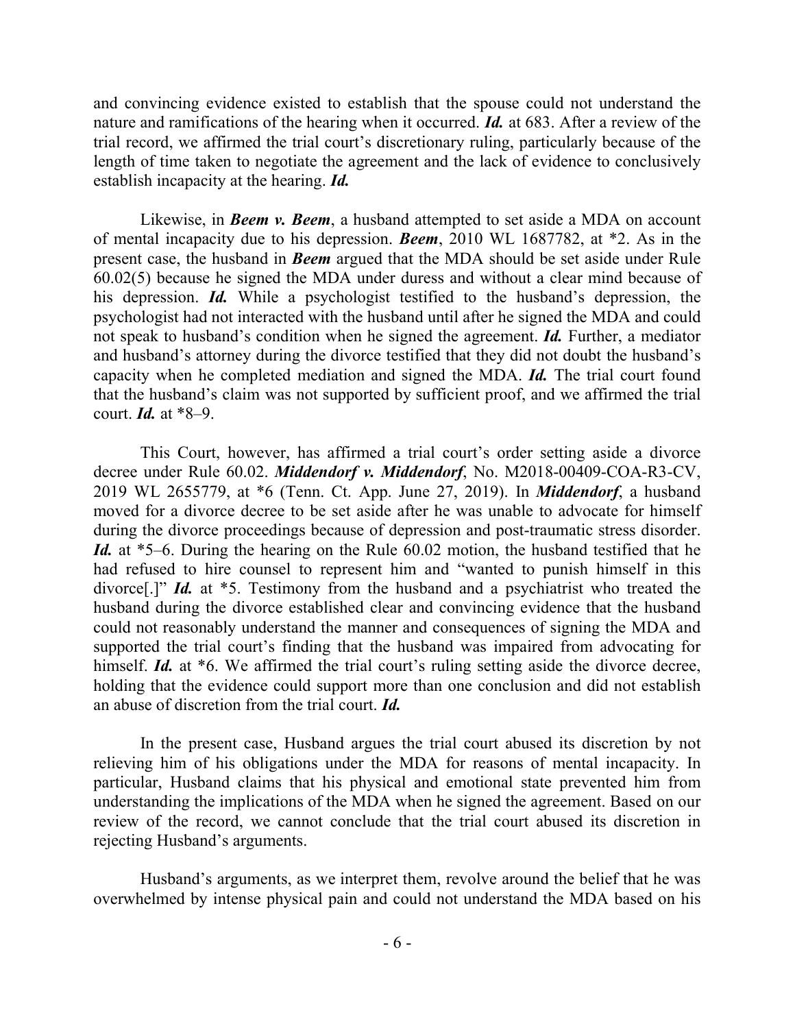and convincing evidence existed to establish that the spouse could not understand the nature and ramifications of the hearing when it occurred. ***Id.*** at 683. After a review of the trial record, we affirmed the trial court's discretionary ruling, particularly because of the length of time taken to negotiate the agreement and the lack of evidence to conclusively establish incapacity at the hearing. ***Id.***

Likewise, in ***Beem v. Beem***, a husband attempted to set aside a MDA on account of mental incapacity due to his depression. ***Beem***, 2010 WL 1687782, at *2. As in the present case, the husband in ***Beem*** argued that the MDA should be set aside under Rule 60.02(5) because he signed the MDA under duress and without a clear mind because of his depression. ***Id.*** While a psychologist testified to the husband's depression, the psychologist had not interacted with the husband until after he signed the MDA and could not speak to husband's condition when he signed the agreement. ***Id.*** Further, a mediator and husband's attorney during the divorce testified that they did not doubt the husband's capacity when he completed mediation and signed the MDA. ***Id.*** The trial court found that the husband's claim was not supported by sufficient proof, and we affirmed the trial court. ***Id.*** at *8–9.

This Court, however, has affirmed a trial court's order setting aside a divorce decree under Rule 60.02. ***Middendorf v. Middendorf***, No. M2018-00409-COA-R3-CV, 2019 WL 2655779, at *6 (Tenn. Ct. App. June 27, 2019). In ***Middendorf***, a husband moved for a divorce decree to be set aside after he was unable to advocate for himself during the divorce proceedings because of depression and post-traumatic stress disorder. ***Id.*** at *5–6. During the hearing on the Rule 60.02 motion, the husband testified that he had refused to hire counsel to represent him and "wanted to punish himself in this divorce[.]" ***Id.*** at *5. Testimony from the husband and a psychiatrist who treated the husband during the divorce established clear and convincing evidence that the husband could not reasonably understand the manner and consequences of signing the MDA and supported the trial court's finding that the husband was impaired from advocating for himself. ***Id.*** at *6. We affirmed the trial court's ruling setting aside the divorce decree, holding that the evidence could support more than one conclusion and did not establish an abuse of discretion from the trial court. ***Id.***

In the present case, Husband argues the trial court abused its discretion by not relieving him of his obligations under the MDA for reasons of mental incapacity. In particular, Husband claims that his physical and emotional state prevented him from understanding the implications of the MDA when he signed the agreement. Based on our review of the record, we cannot conclude that the trial court abused its discretion in rejecting Husband's arguments.

Husband's arguments, as we interpret them, revolve around the belief that he was overwhelmed by intense physical pain and could not understand the MDA based on his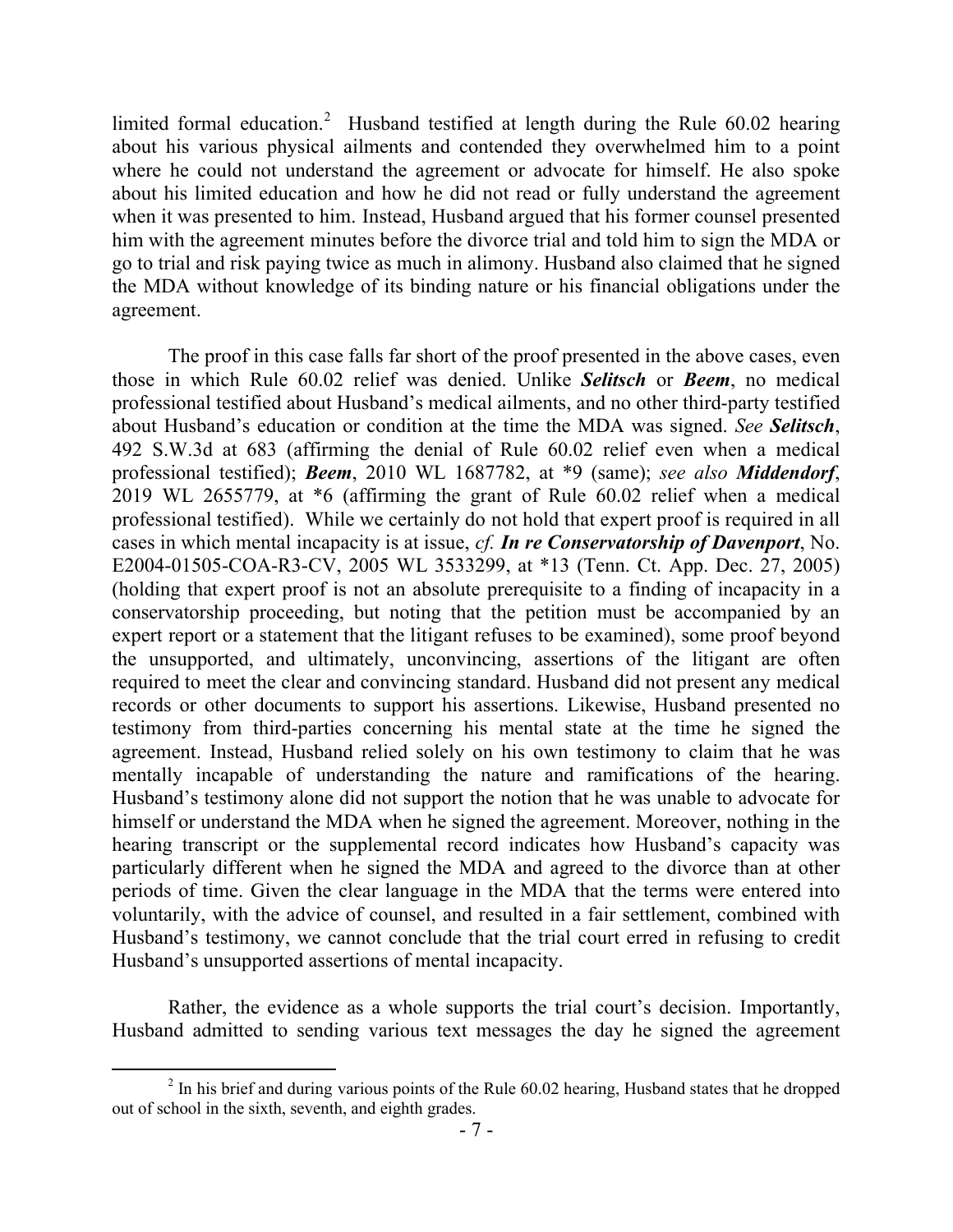limited formal education.[2] Husband testified at length during the Rule 60.02 hearing about his various physical ailments and contended they overwhelmed him to a point where he could not understand the agreement or advocate for himself. He also spoke about his limited education and how he did not read or fully understand the agreement when it was presented to him. Instead, Husband argued that his former counsel presented him with the agreement minutes before the divorce trial and told him to sign the MDA or go to trial and risk paying twice as much in alimony. Husband also claimed that he signed the MDA without knowledge of its binding nature or his financial obligations under the agreement.

The proof in this case falls far short of the proof presented in the above cases, even those in which Rule 60.02 relief was denied. Unlike ***Selitsch*** or ***Beem***, no medical professional testified about Husband's medical ailments, and no other third-party testified about Husband's education or condition at the time the MDA was signed. *See* ***Selitsch***, 492 S.W.3d at 683 (affirming the denial of Rule 60.02 relief even when a medical professional testified); ***Beem***, 2010 WL 1687782, at *9 (same); *see also* ***Middendorf***, 2019 WL 2655779, at *6 (affirming the grant of Rule 60.02 relief when a medical professional testified). While we certainly do not hold that expert proof is required in all cases in which mental incapacity is at issue, *cf.* ***In re Conservatorship of Davenport***, No. E2004-01505-COA-R3-CV, 2005 WL 3533299, at *13 (Tenn. Ct. App. Dec. 27, 2005) (holding that expert proof is not an absolute prerequisite to a finding of incapacity in a conservatorship proceeding, but noting that the petition must be accompanied by an expert report or a statement that the litigant refuses to be examined), some proof beyond the unsupported, and ultimately, unconvincing, assertions of the litigant are often required to meet the clear and convincing standard. Husband did not present any medical records or other documents to support his assertions. Likewise, Husband presented no testimony from third-parties concerning his mental state at the time he signed the agreement. Instead, Husband relied solely on his own testimony to claim that he was mentally incapable of understanding the nature and ramifications of the hearing. Husband's testimony alone did not support the notion that he was unable to advocate for himself or understand the MDA when he signed the agreement. Moreover, nothing in the hearing transcript or the supplemental record indicates how Husband's capacity was particularly different when he signed the MDA and agreed to the divorce than at other periods of time. Given the clear language in the MDA that the terms were entered into voluntarily, with the advice of counsel, and resulted in a fair settlement, combined with Husband's testimony, we cannot conclude that the trial court erred in refusing to credit Husband's unsupported assertions of mental incapacity.

Rather, the evidence as a whole supports the trial court's decision. Importantly, Husband admitted to sending various text messages the day he signed the agreement

---

[2] In his brief and during various points of the Rule 60.02 hearing, Husband states that he dropped out of school in the sixth, seventh, and eighth grades.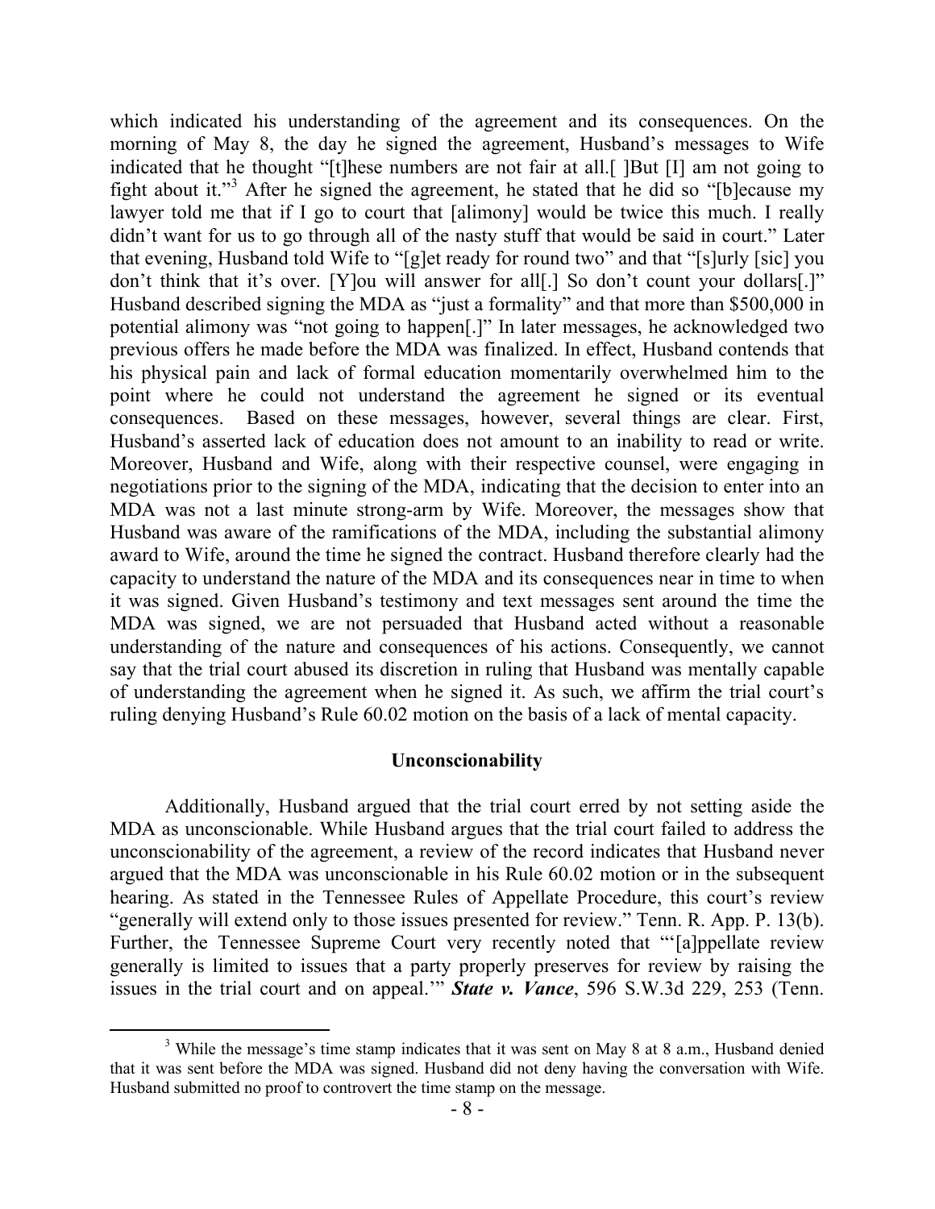which indicated his understanding of the agreement and its consequences. On the morning of May 8, the day he signed the agreement, Husband's messages to Wife indicated that he thought "[t]hese numbers are not fair at all.[ ]But [I] am not going to fight about it."[3] After he signed the agreement, he stated that he did so "[b]ecause my lawyer told me that if I go to court that [alimony] would be twice this much. I really didn't want for us to go through all of the nasty stuff that would be said in court." Later that evening, Husband told Wife to "[g]et ready for round two" and that "[s]urly [sic] you don't think that it's over. [Y]ou will answer for all[.] So don't count your dollars[.]" Husband described signing the MDA as "just a formality" and that more than $500,000 in potential alimony was "not going to happen[.]" In later messages, he acknowledged two previous offers he made before the MDA was finalized. In effect, Husband contends that his physical pain and lack of formal education momentarily overwhelmed him to the point where he could not understand the agreement he signed or its eventual consequences. Based on these messages, however, several things are clear. First, Husband's asserted lack of education does not amount to an inability to read or write. Moreover, Husband and Wife, along with their respective counsel, were engaging in negotiations prior to the signing of the MDA, indicating that the decision to enter into an MDA was not a last minute strong-arm by Wife. Moreover, the messages show that Husband was aware of the ramifications of the MDA, including the substantial alimony award to Wife, around the time he signed the contract. Husband therefore clearly had the capacity to understand the nature of the MDA and its consequences near in time to when it was signed. Given Husband's testimony and text messages sent around the time the MDA was signed, we are not persuaded that Husband acted without a reasonable understanding of the nature and consequences of his actions. Consequently, we cannot say that the trial court abused its discretion in ruling that Husband was mentally capable of understanding the agreement when he signed it. As such, we affirm the trial court's ruling denying Husband's Rule 60.02 motion on the basis of a lack of mental capacity.

### Unconscionability

Additionally, Husband argued that the trial court erred by not setting aside the MDA as unconscionable. While Husband argues that the trial court failed to address the unconscionability of the agreement, a review of the record indicates that Husband never argued that the MDA was unconscionable in his Rule 60.02 motion or in the subsequent hearing. As stated in the Tennessee Rules of Appellate Procedure, this court's review "generally will extend only to those issues presented for review." Tenn. R. App. P. 13(b). Further, the Tennessee Supreme Court very recently noted that "'[a]ppellate review generally is limited to issues that a party properly preserves for review by raising the issues in the trial court and on appeal.'" ***State v. Vance***, 596 S.W.3d 229, 253 (Tenn.

---

[3] While the message's time stamp indicates that it was sent on May 8 at 8 a.m., Husband denied that it was sent before the MDA was signed. Husband did not deny having the conversation with Wife. Husband submitted no proof to controvert the time stamp on the message.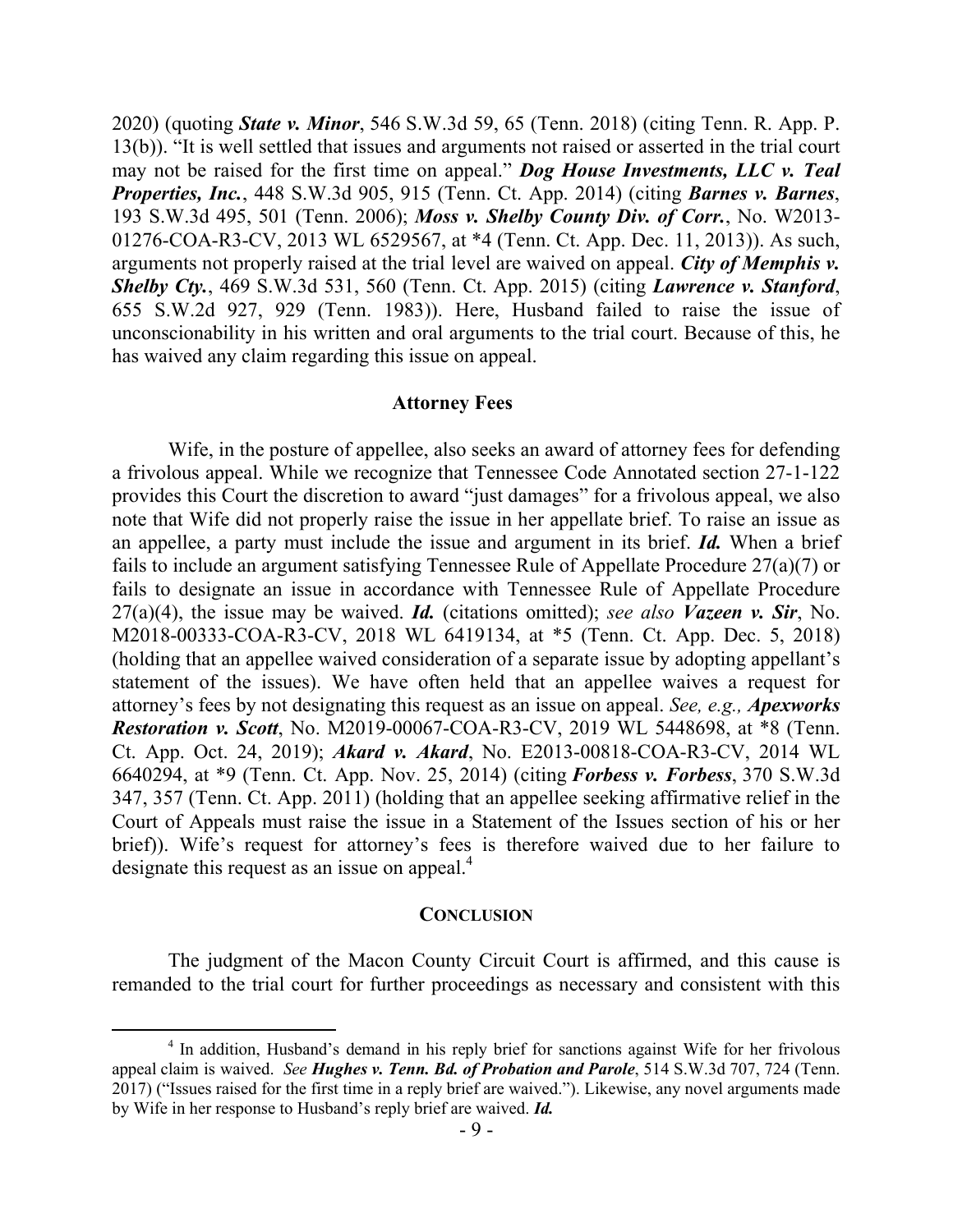2020) (quoting ***State v. Minor***, 546 S.W.3d 59, 65 (Tenn. 2018) (citing Tenn. R. App. P. 13(b)). "It is well settled that issues and arguments not raised or asserted in the trial court may not be raised for the first time on appeal." ***Dog House Investments, LLC v. Teal Properties, Inc.***, 448 S.W.3d 905, 915 (Tenn. Ct. App. 2014) (citing ***Barnes v. Barnes***, 193 S.W.3d 495, 501 (Tenn. 2006); ***Moss v. Shelby County Div. of Corr.***, No. W2013-01276-COA-R3-CV, 2013 WL 6529567, at *4 (Tenn. Ct. App. Dec. 11, 2013)). As such, arguments not properly raised at the trial level are waived on appeal. ***City of Memphis v. Shelby Cty.***, 469 S.W.3d 531, 560 (Tenn. Ct. App. 2015) (citing ***Lawrence v. Stanford***, 655 S.W.2d 927, 929 (Tenn. 1983)). Here, Husband failed to raise the issue of unconscionability in his written and oral arguments to the trial court. Because of this, he has waived any claim regarding this issue on appeal.

## Attorney Fees

Wife, in the posture of appellee, also seeks an award of attorney fees for defending a frivolous appeal. While we recognize that Tennessee Code Annotated section 27-1-122 provides this Court the discretion to award "just damages" for a frivolous appeal, we also note that Wife did not properly raise the issue in her appellate brief. To raise an issue as an appellee, a party must include the issue and argument in its brief. ***Id.*** When a brief fails to include an argument satisfying Tennessee Rule of Appellate Procedure 27(a)(7) or fails to designate an issue in accordance with Tennessee Rule of Appellate Procedure 27(a)(4), the issue may be waived. ***Id.*** (citations omitted); *see also* ***Vazeen v. Sir***, No. M2018-00333-COA-R3-CV, 2018 WL 6419134, at *5 (Tenn. Ct. App. Dec. 5, 2018) (holding that an appellee waived consideration of a separate issue by adopting appellant's statement of the issues). We have often held that an appellee waives a request for attorney's fees by not designating this request as an issue on appeal. *See, e.g.,* ***Apexworks Restoration v. Scott***, No. M2019-00067-COA-R3-CV, 2019 WL 5448698, at *8 (Tenn. Ct. App. Oct. 24, 2019); ***Akard v. Akard***, No. E2013-00818-COA-R3-CV, 2014 WL 6640294, at *9 (Tenn. Ct. App. Nov. 25, 2014) (citing ***Forbess v. Forbess***, 370 S.W.3d 347, 357 (Tenn. Ct. App. 2011) (holding that an appellee seeking affirmative relief in the Court of Appeals must raise the issue in a Statement of the Issues section of his or her brief)). Wife's request for attorney's fees is therefore waived due to her failure to designate this request as an issue on appeal.[4]

## Conclusion

The judgment of the Macon County Circuit Court is affirmed, and this cause is remanded to the trial court for further proceedings as necessary and consistent with this

[4] In addition, Husband's demand in his reply brief for sanctions against Wife for her frivolous appeal claim is waived. *See* ***Hughes v. Tenn. Bd. of Probation and Parole***, 514 S.W.3d 707, 724 (Tenn. 2017) ("Issues raised for the first time in a reply brief are waived."). Likewise, any novel arguments made by Wife in her response to Husband's reply brief are waived. ***Id.***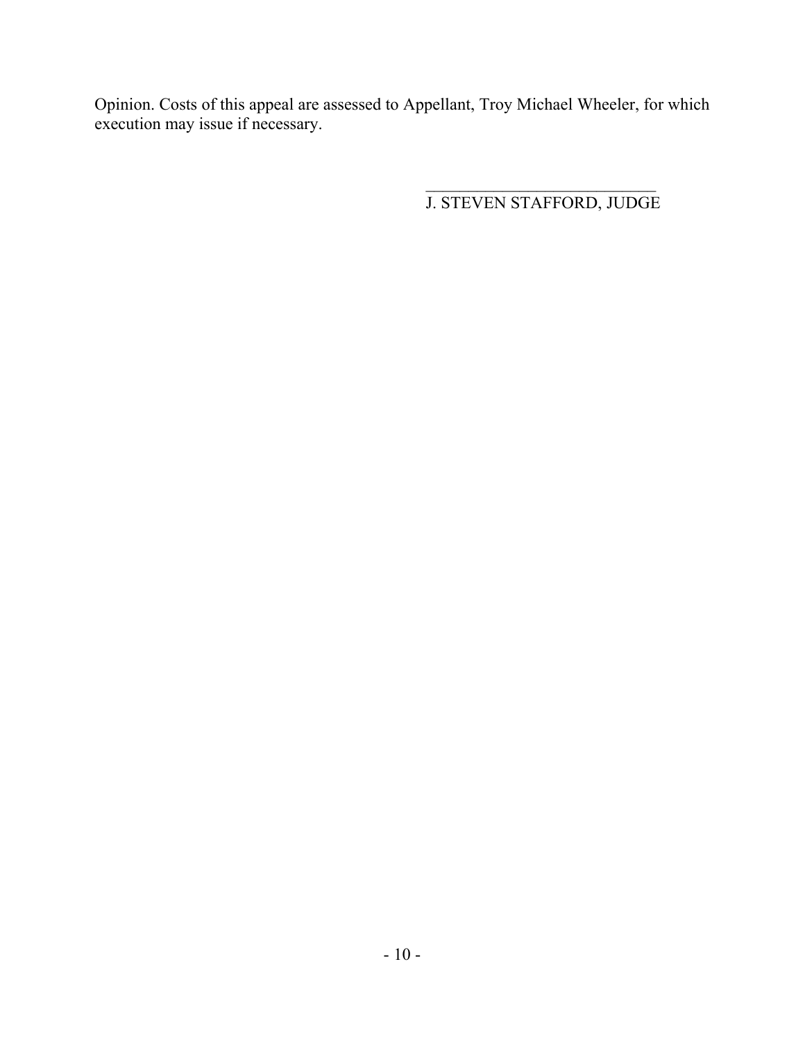Opinion. Costs of this appeal are assessed to Appellant, Troy Michael Wheeler, for which execution may issue if necessary.

\_\_\_\_\_\_\_\_\_\_\_\_\_\_\_\_\_\_\_\_\_\_\_\_\_\_\_\_\_\_\_\_

J. STEVEN STAFFORD, JUDGE